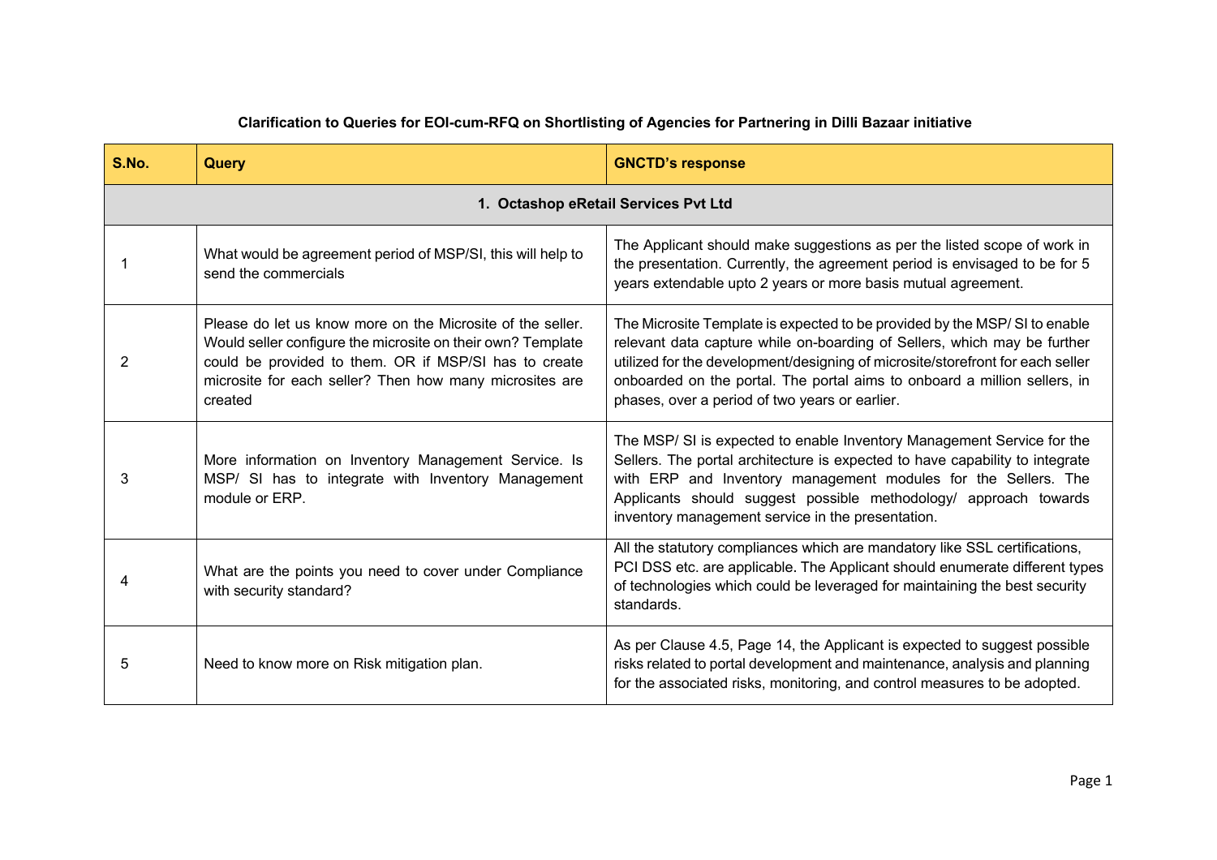**Clarification to Queries for EOI-cum-RFQ on Shortlisting of Agencies for Partnering in Dilli Bazaar initiative**

| S.No. | Query | GNCTD's response |
|---|---|---|
| **1. Octashop eRetail Services Pvt Ltd** | | |
| 1 | What would be agreement period of MSP/SI, this will help to send the commercials | The Applicant should make suggestions as per the listed scope of work in the presentation. Currently, the agreement period is envisaged to be for 5 years extendable upto 2 years or more basis mutual agreement. |
| 2 | Please do let us know more on the Microsite of the seller. Would seller configure the microsite on their own? Template could be provided to them. OR if MSP/SI has to create microsite for each seller? Then how many microsites are created | The Microsite Template is expected to be provided by the MSP/ SI to enable relevant data capture while on-boarding of Sellers, which may be further utilized for the development/designing of microsite/storefront for each seller onboarded on the portal. The portal aims to onboard a million sellers, in phases, over a period of two years or earlier. |
| 3 | More information on Inventory Management Service. Is MSP/ SI has to integrate with Inventory Management module or ERP. | The MSP/ SI is expected to enable Inventory Management Service for the Sellers. The portal architecture is expected to have capability to integrate with ERP and Inventory management modules for the Sellers. The Applicants should suggest possible methodology/ approach towards inventory management service in the presentation. |
| 4 | What are the points you need to cover under Compliance with security standard? | All the statutory compliances which are mandatory like SSL certifications, PCI DSS etc. are applicable. The Applicant should enumerate different types of technologies which could be leveraged for maintaining the best security standards. |
| 5 | Need to know more on Risk mitigation plan. | As per Clause 4.5, Page 14, the Applicant is expected to suggest possible risks related to portal development and maintenance, analysis and planning for the associated risks, monitoring, and control measures to be adopted. |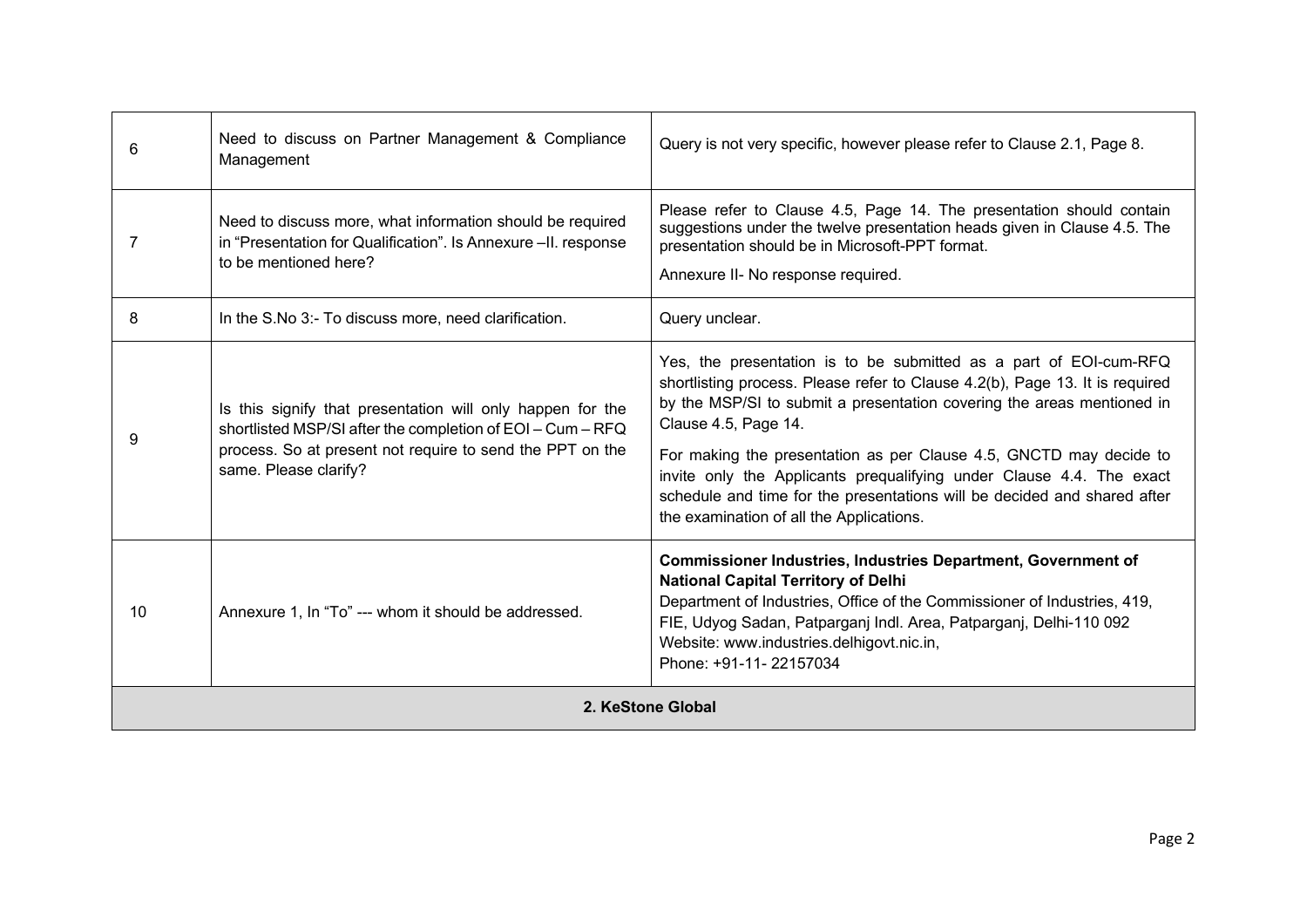| | | |
|---|---|---|
| 6 | Need to discuss on Partner Management & Compliance Management | Query is not very specific, however please refer to Clause 2.1, Page 8. |
| 7 | Need to discuss more, what information should be required in "Presentation for Qualification". Is Annexure –II. response to be mentioned here? | Please refer to Clause 4.5, Page 14. The presentation should contain suggestions under the twelve presentation heads given in Clause 4.5. The presentation should be in Microsoft-PPT format.<br><br>Annexure II- No response required. |
| 8 | In the S.No 3:- To discuss more, need clarification. | Query unclear. |
| 9 | Is this signify that presentation will only happen for the shortlisted MSP/SI after the completion of EOI – Cum – RFQ process. So at present not require to send the PPT on the same. Please clarify? | Yes, the presentation is to be submitted as a part of EOI-cum-RFQ shortlisting process. Please refer to Clause 4.2(b), Page 13. It is required by the MSP/SI to submit a presentation covering the areas mentioned in Clause 4.5, Page 14.<br><br>For making the presentation as per Clause 4.5, GNCTD may decide to invite only the Applicants prequalifying under Clause 4.4. The exact schedule and time for the presentations will be decided and shared after the examination of all the Applications. |
| 10 | Annexure 1, In "To" --- whom it should be addressed. | **Commissioner Industries, Industries Department, Government of National Capital Territory of Delhi**<br>Department of Industries, Office of the Commissioner of Industries, 419, FIE, Udyog Sadan, Patparganj Indl. Area, Patparganj, Delhi-110 092<br>Website: www.industries.delhigovt.nic.in,<br>Phone: +91-11- 22157034 |
| **2. KeStone Global** | | |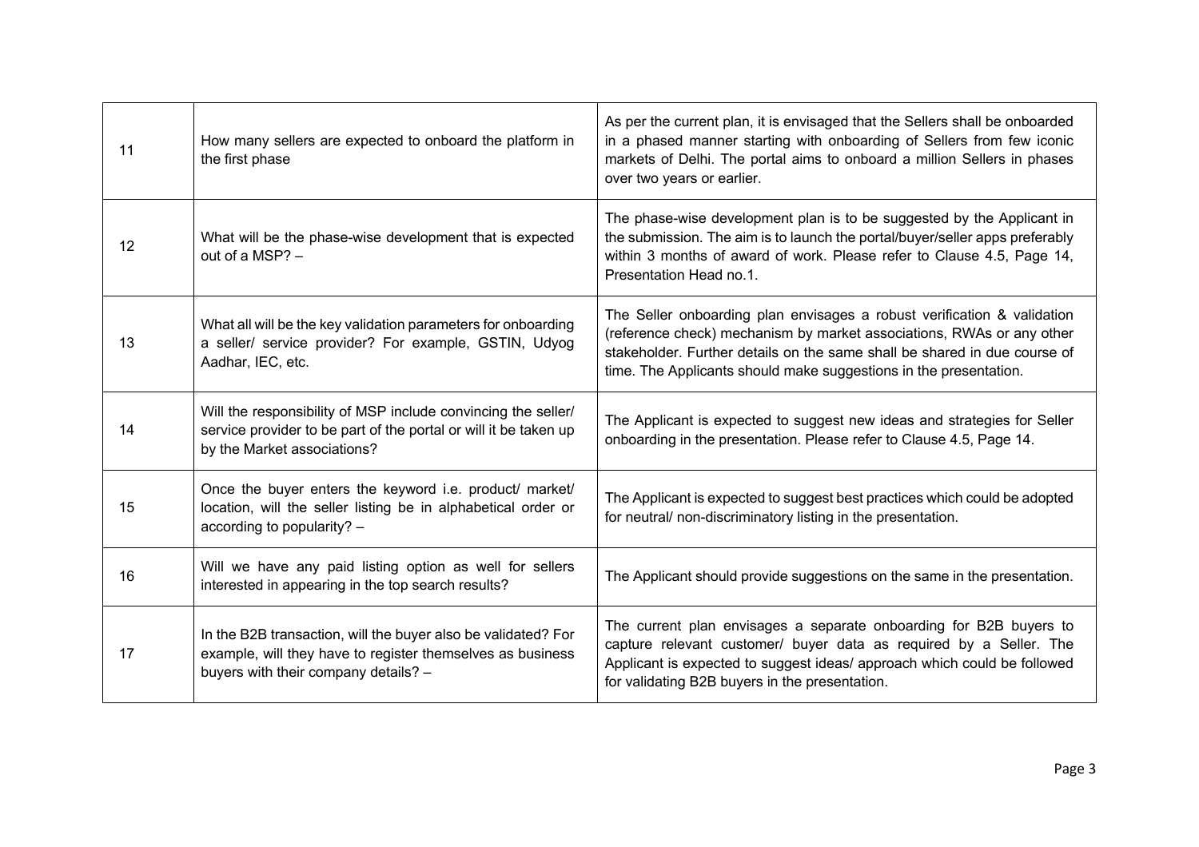| | | |
|---|---|---|
| 11 | How many sellers are expected to onboard the platform in the first phase | As per the current plan, it is envisaged that the Sellers shall be onboarded in a phased manner starting with onboarding of Sellers from few iconic markets of Delhi. The portal aims to onboard a million Sellers in phases over two years or earlier. |
| 12 | What will be the phase-wise development that is expected out of a MSP? – | The phase-wise development plan is to be suggested by the Applicant in the submission. The aim is to launch the portal/buyer/seller apps preferably within 3 months of award of work. Please refer to Clause 4.5, Page 14, Presentation Head no.1. |
| 13 | What all will be the key validation parameters for onboarding a seller/ service provider? For example, GSTIN, Udyog Aadhar, IEC, etc. | The Seller onboarding plan envisages a robust verification & validation (reference check) mechanism by market associations, RWAs or any other stakeholder. Further details on the same shall be shared in due course of time. The Applicants should make suggestions in the presentation. |
| 14 | Will the responsibility of MSP include convincing the seller/ service provider to be part of the portal or will it be taken up by the Market associations? | The Applicant is expected to suggest new ideas and strategies for Seller onboarding in the presentation. Please refer to Clause 4.5, Page 14. |
| 15 | Once the buyer enters the keyword i.e. product/ market/ location, will the seller listing be in alphabetical order or according to popularity? – | The Applicant is expected to suggest best practices which could be adopted for neutral/ non-discriminatory listing in the presentation. |
| 16 | Will we have any paid listing option as well for sellers interested in appearing in the top search results? | The Applicant should provide suggestions on the same in the presentation. |
| 17 | In the B2B transaction, will the buyer also be validated? For example, will they have to register themselves as business buyers with their company details? – | The current plan envisages a separate onboarding for B2B buyers to capture relevant customer/ buyer data as required by a Seller. The Applicant is expected to suggest ideas/ approach which could be followed for validating B2B buyers in the presentation. |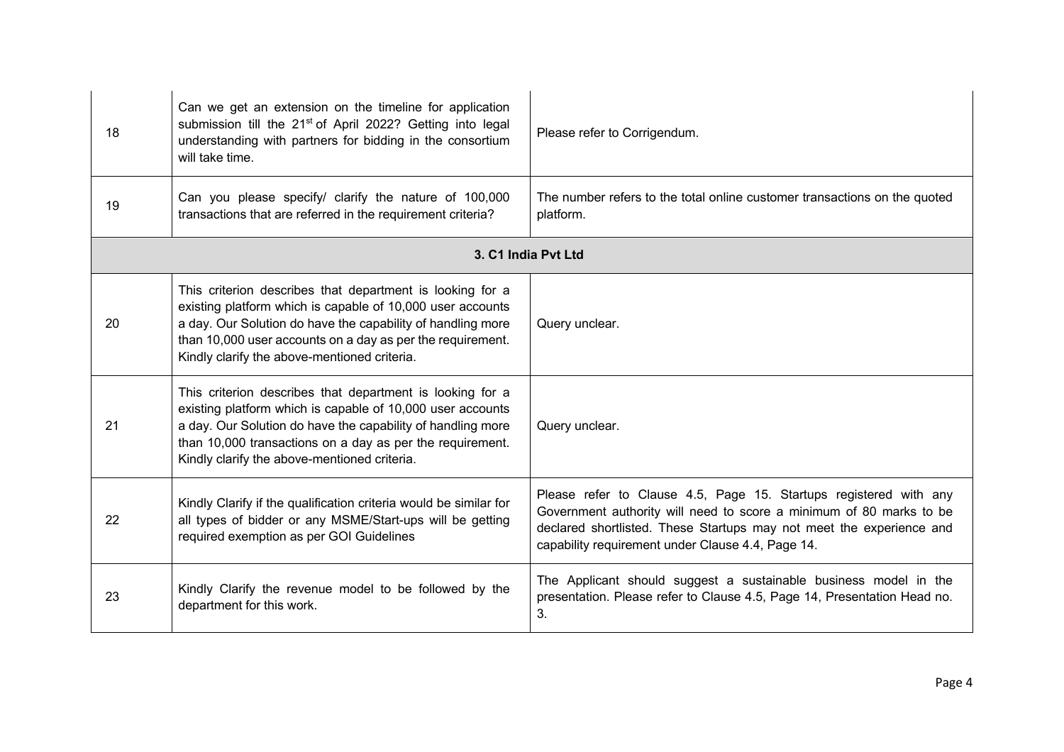| | | |
|---|---|---|
| 18 | Can we get an extension on the timeline for application submission till the 21st of April 2022? Getting into legal understanding with partners for bidding in the consortium will take time. | Please refer to Corrigendum. |
| 19 | Can you please specify/ clarify the nature of 100,000 transactions that are referred in the requirement criteria? | The number refers to the total online customer transactions on the quoted platform. |
| **3. C1 India Pvt Ltd** | | |
| 20 | This criterion describes that department is looking for a existing platform which is capable of 10,000 user accounts a day. Our Solution do have the capability of handling more than 10,000 user accounts on a day as per the requirement. Kindly clarify the above-mentioned criteria. | Query unclear. |
| 21 | This criterion describes that department is looking for a existing platform which is capable of 10,000 user accounts a day. Our Solution do have the capability of handling more than 10,000 transactions on a day as per the requirement. Kindly clarify the above-mentioned criteria. | Query unclear. |
| 22 | Kindly Clarify if the qualification criteria would be similar for all types of bidder or any MSME/Start-ups will be getting required exemption as per GOI Guidelines | Please refer to Clause 4.5, Page 15. Startups registered with any Government authority will need to score a minimum of 80 marks to be declared shortlisted. These Startups may not meet the experience and capability requirement under Clause 4.4, Page 14. |
| 23 | Kindly Clarify the revenue model to be followed by the department for this work. | The Applicant should suggest a sustainable business model in the presentation. Please refer to Clause 4.5, Page 14, Presentation Head no. 3. |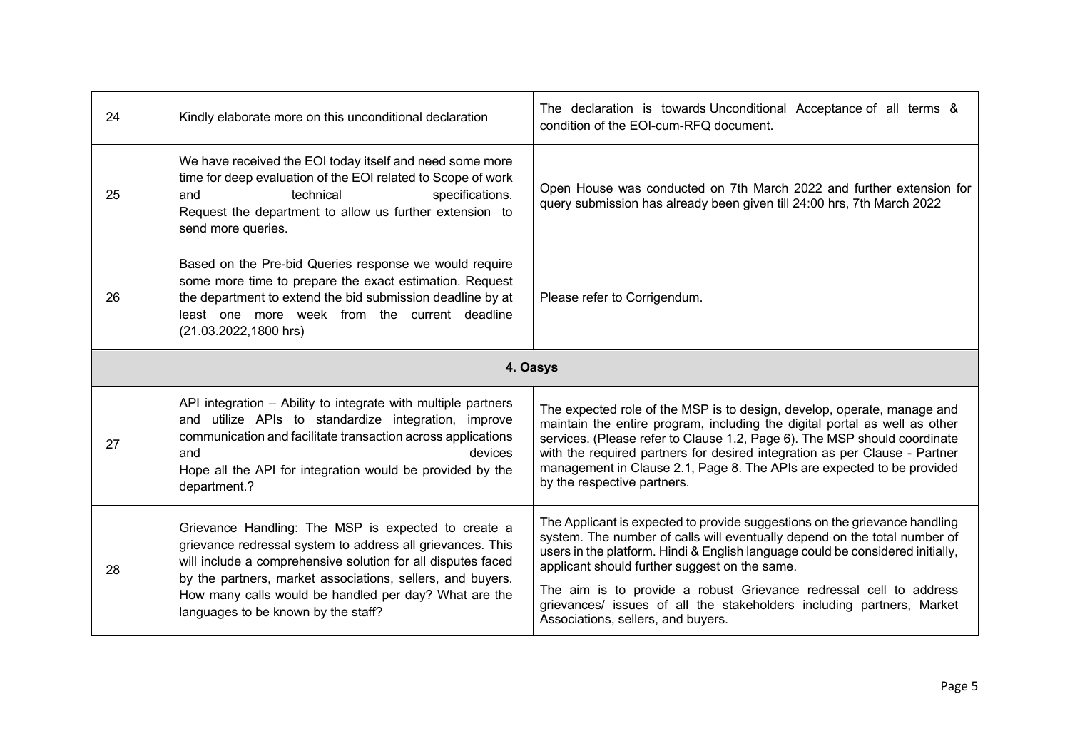| | | |
|---|---|---|
| 24 | Kindly elaborate more on this unconditional declaration | The declaration is towards Unconditional Acceptance of all terms & condition of the EOI-cum-RFQ document. |
| 25 | We have received the EOI today itself and need some more time for deep evaluation of the EOI related to Scope of work and technical specifications. Request the department to allow us further extension to send more queries. | Open House was conducted on 7th March 2022 and further extension for query submission has already been given till 24:00 hrs, 7th March 2022 |
| 26 | Based on the Pre-bid Queries response we would require some more time to prepare the exact estimation. Request the department to extend the bid submission deadline by at least one more week from the current deadline (21.03.2022,1800 hrs) | Please refer to Corrigendum. |
| **4. Oasys** | | |
| 27 | API integration – Ability to integrate with multiple partners and utilize APIs to standardize integration, improve communication and facilitate transaction across applications and devices<br>Hope all the API for integration would be provided by the department.? | The expected role of the MSP is to design, develop, operate, manage and maintain the entire program, including the digital portal as well as other services. (Please refer to Clause 1.2, Page 6). The MSP should coordinate with the required partners for desired integration as per Clause - Partner management in Clause 2.1, Page 8. The APIs are expected to be provided by the respective partners. |
| 28 | Grievance Handling: The MSP is expected to create a grievance redressal system to address all grievances. This will include a comprehensive solution for all disputes faced by the partners, market associations, sellers, and buyers. How many calls would be handled per day? What are the languages to be known by the staff? | The Applicant is expected to provide suggestions on the grievance handling system. The number of calls will eventually depend on the total number of users in the platform. Hindi & English language could be considered initially, applicant should further suggest on the same.<br>The aim is to provide a robust Grievance redressal cell to address grievances/ issues of all the stakeholders including partners, Market Associations, sellers, and buyers. |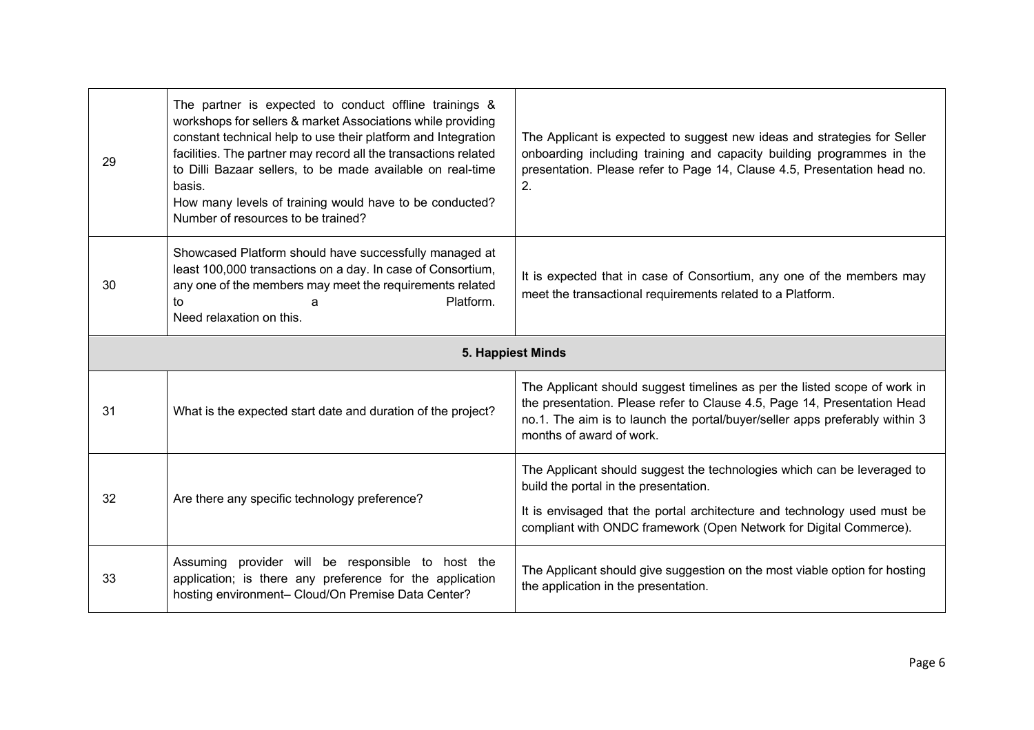| | | |
|---|---|---|
| 29 | The partner is expected to conduct offline trainings & workshops for sellers & market Associations while providing constant technical help to use their platform and Integration facilities. The partner may record all the transactions related to Dilli Bazaar sellers, to be made available on real-time basis.<br>How many levels of training would have to be conducted? Number of resources to be trained? | The Applicant is expected to suggest new ideas and strategies for Seller onboarding including training and capacity building programmes in the presentation. Please refer to Page 14, Clause 4.5, Presentation head no. 2. |
| 30 | Showcased Platform should have successfully managed at least 100,000 transactions on a day. In case of Consortium, any one of the members may meet the requirements related to a Platform.<br>Need relaxation on this. | It is expected that in case of Consortium, any one of the members may meet the transactional requirements related to a Platform. |
| **5. Happiest Minds** | | |
| 31 | What is the expected start date and duration of the project? | The Applicant should suggest timelines as per the listed scope of work in the presentation. Please refer to Clause 4.5, Page 14, Presentation Head no.1. The aim is to launch the portal/buyer/seller apps preferably within 3 months of award of work. |
| 32 | Are there any specific technology preference? | The Applicant should suggest the technologies which can be leveraged to build the portal in the presentation.<br>It is envisaged that the portal architecture and technology used must be compliant with ONDC framework (Open Network for Digital Commerce). |
| 33 | Assuming provider will be responsible to host the application; is there any preference for the application hosting environment– Cloud/On Premise Data Center? | The Applicant should give suggestion on the most viable option for hosting the application in the presentation. |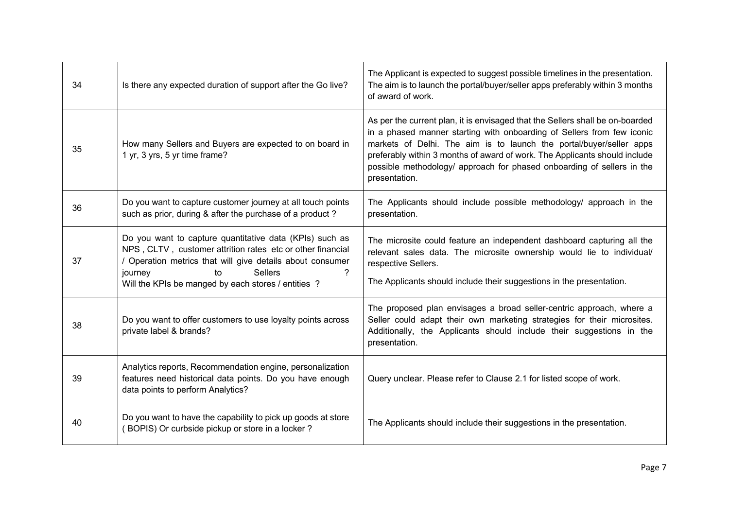| 34 | Is there any expected duration of support after the Go live? | The Applicant is expected to suggest possible timelines in the presentation. The aim is to launch the portal/buyer/seller apps preferably within 3 months of award of work. |
|---|---|---|
| 35 | How many Sellers and Buyers are expected to on board in 1 yr, 3 yrs, 5 yr time frame? | As per the current plan, it is envisaged that the Sellers shall be on-boarded in a phased manner starting with onboarding of Sellers from few iconic markets of Delhi. The aim is to launch the portal/buyer/seller apps preferably within 3 months of award of work. The Applicants should include possible methodology/ approach for phased onboarding of sellers in the presentation. |
| 36 | Do you want to capture customer journey at all touch points such as prior, during & after the purchase of a product ? | The Applicants should include possible methodology/ approach in the presentation. |
| 37 | Do you want to capture quantitative data (KPIs) such as NPS , CLTV , customer attrition rates etc or other financial / Operation metrics that will give details about consumer journey to Sellers ?<br>Will the KPIs be manged by each stores / entities ? | The microsite could feature an independent dashboard capturing all the relevant sales data. The microsite ownership would lie to individual/ respective Sellers.<br><br>The Applicants should include their suggestions in the presentation. |
| 38 | Do you want to offer customers to use loyalty points across private label & brands? | The proposed plan envisages a broad seller-centric approach, where a Seller could adapt their own marketing strategies for their microsites. Additionally, the Applicants should include their suggestions in the presentation. |
| 39 | Analytics reports, Recommendation engine, personalization features need historical data points. Do you have enough data points to perform Analytics? | Query unclear. Please refer to Clause 2.1 for listed scope of work. |
| 40 | Do you want to have the capability to pick up goods at store ( BOPIS) Or curbside pickup or store in a locker ? | The Applicants should include their suggestions in the presentation. |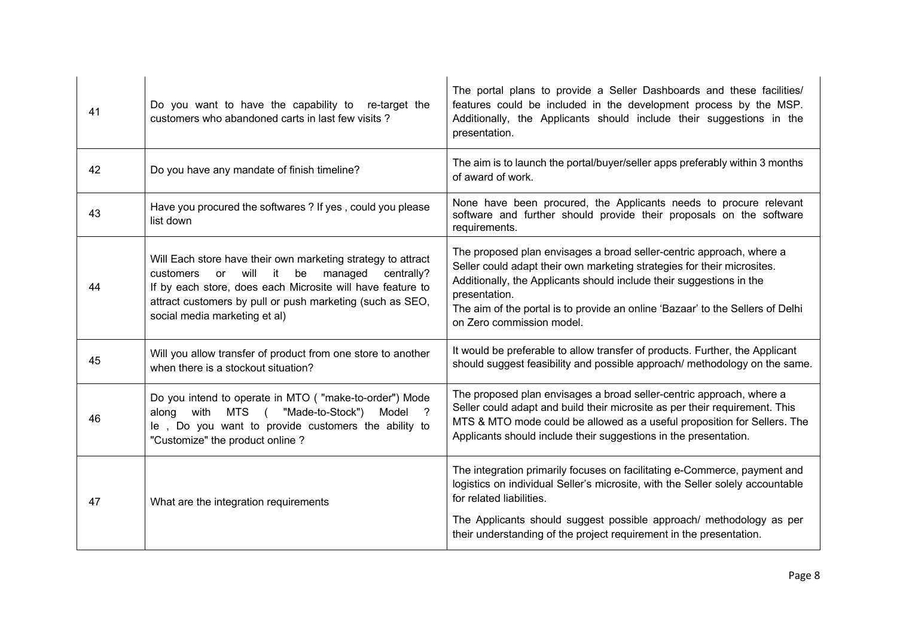| 41 | Do you want to have the capability to re-target the customers who abandoned carts in last few visits ? | The portal plans to provide a Seller Dashboards and these facilities/ features could be included in the development process by the MSP. Additionally, the Applicants should include their suggestions in the presentation. |
|---|---|---|
| 42 | Do you have any mandate of finish timeline? | The aim is to launch the portal/buyer/seller apps preferably within 3 months of award of work. |
| 43 | Have you procured the softwares ? If yes , could you please list down | None have been procured, the Applicants needs to procure relevant software and further should provide their proposals on the software requirements. |
| 44 | Will Each store have their own marketing strategy to attract customers or will it be managed centrally? If by each store, does each Microsite will have feature to attract customers by pull or push marketing (such as SEO, social media marketing et al) | The proposed plan envisages a broad seller-centric approach, where a Seller could adapt their own marketing strategies for their microsites. Additionally, the Applicants should include their suggestions in the presentation.<br>The aim of the portal is to provide an online 'Bazaar' to the Sellers of Delhi on Zero commission model. |
| 45 | Will you allow transfer of product from one store to another when there is a stockout situation? | It would be preferable to allow transfer of products. Further, the Applicant should suggest feasibility and possible approach/ methodology on the same. |
| 46 | Do you intend to operate in MTO ( "make-to-order") Mode along with MTS ( "Made-to-Stock") Model ? Ie , Do you want to provide customers the ability to "Customize" the product online ? | The proposed plan envisages a broad seller-centric approach, where a Seller could adapt and build their microsite as per their requirement. This MTS & MTO mode could be allowed as a useful proposition for Sellers. The Applicants should include their suggestions in the presentation. |
| 47 | What are the integration requirements | The integration primarily focuses on facilitating e-Commerce, payment and logistics on individual Seller's microsite, with the Seller solely accountable for related liabilities.<br>The Applicants should suggest possible approach/ methodology as per their understanding of the project requirement in the presentation. |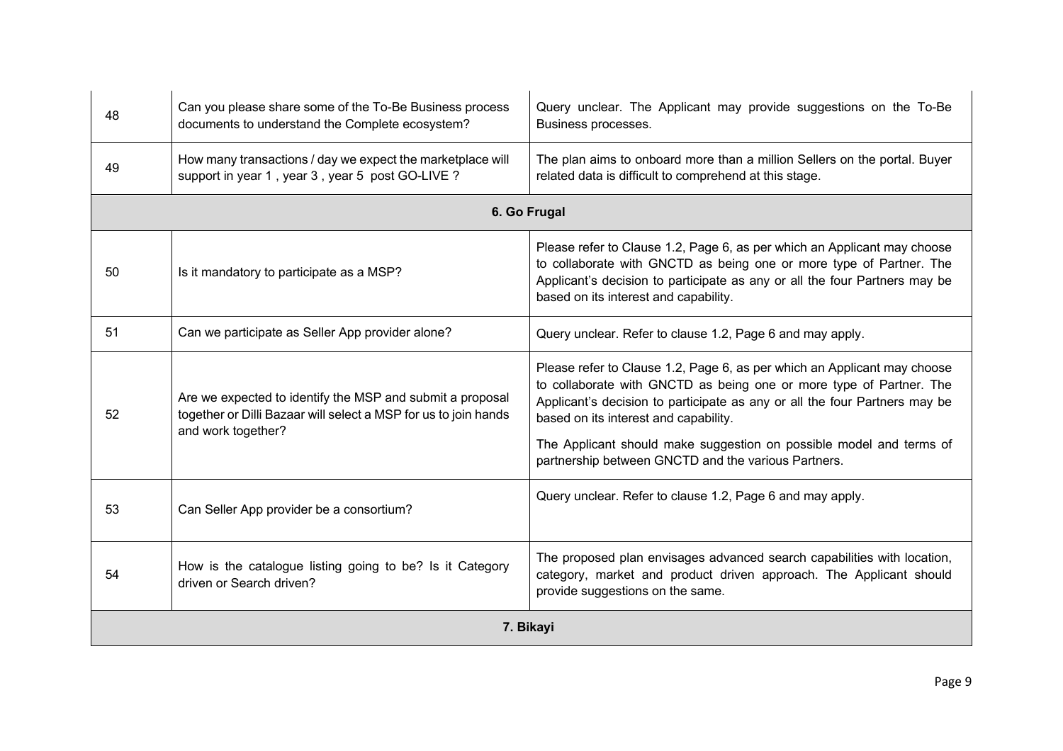| | | |
|---|---|---|
| 48 | Can you please share some of the To-Be Business process documents to understand the Complete ecosystem? | Query unclear. The Applicant may provide suggestions on the To-Be Business processes. |
| 49 | How many transactions / day we expect the marketplace will support in year 1 , year 3 , year 5 post GO-LIVE ? | The plan aims to onboard more than a million Sellers on the portal. Buyer related data is difficult to comprehend at this stage. |
| | **6. Go Frugal** | |
| 50 | Is it mandatory to participate as a MSP? | Please refer to Clause 1.2, Page 6, as per which an Applicant may choose to collaborate with GNCTD as being one or more type of Partner. The Applicant's decision to participate as any or all the four Partners may be based on its interest and capability. |
| 51 | Can we participate as Seller App provider alone? | Query unclear. Refer to clause 1.2, Page 6 and may apply. |
| 52 | Are we expected to identify the MSP and submit a proposal together or Dilli Bazaar will select a MSP for us to join hands and work together? | Please refer to Clause 1.2, Page 6, as per which an Applicant may choose to collaborate with GNCTD as being one or more type of Partner. The Applicant's decision to participate as any or all the four Partners may be based on its interest and capability.<br>The Applicant should make suggestion on possible model and terms of partnership between GNCTD and the various Partners. |
| 53 | Can Seller App provider be a consortium? | Query unclear. Refer to clause 1.2, Page 6 and may apply. |
| 54 | How is the catalogue listing going to be? Is it Category driven or Search driven? | The proposed plan envisages advanced search capabilities with location, category, market and product driven approach. The Applicant should provide suggestions on the same. |
| | **7. Bikayi** | |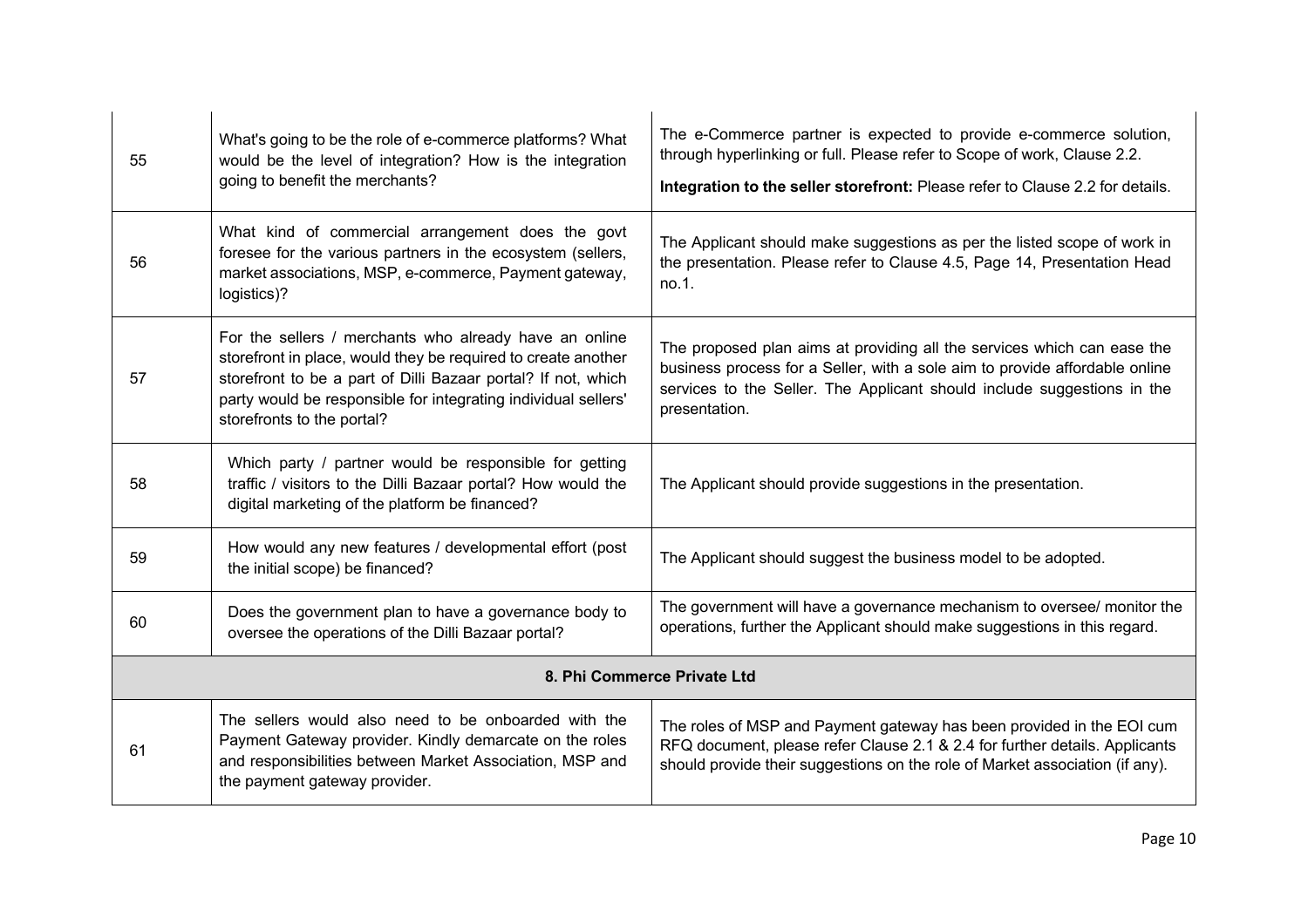| | | |
|---|---|---|
| 55 | What's going to be the role of e-commerce platforms? What would be the level of integration? How is the integration going to benefit the merchants? | The e-Commerce partner is expected to provide e-commerce solution, through hyperlinking or full. Please refer to Scope of work, Clause 2.2.<br><br>**Integration to the seller storefront:** Please refer to Clause 2.2 for details. |
| 56 | What kind of commercial arrangement does the govt foresee for the various partners in the ecosystem (sellers, market associations, MSP, e-commerce, Payment gateway, logistics)? | The Applicant should make suggestions as per the listed scope of work in the presentation. Please refer to Clause 4.5, Page 14, Presentation Head no.1. |
| 57 | For the sellers / merchants who already have an online storefront in place, would they be required to create another storefront to be a part of Dilli Bazaar portal? If not, which party would be responsible for integrating individual sellers' storefronts to the portal? | The proposed plan aims at providing all the services which can ease the business process for a Seller, with a sole aim to provide affordable online services to the Seller. The Applicant should include suggestions in the presentation. |
| 58 | Which party / partner would be responsible for getting traffic / visitors to the Dilli Bazaar portal? How would the digital marketing of the platform be financed? | The Applicant should provide suggestions in the presentation. |
| 59 | How would any new features / developmental effort (post the initial scope) be financed? | The Applicant should suggest the business model to be adopted. |
| 60 | Does the government plan to have a governance body to oversee the operations of the Dilli Bazaar portal? | The government will have a governance mechanism to oversee/ monitor the operations, further the Applicant should make suggestions in this regard. |
| **8. Phi Commerce Private Ltd** | | |
| 61 | The sellers would also need to be onboarded with the Payment Gateway provider. Kindly demarcate on the roles and responsibilities between Market Association, MSP and the payment gateway provider. | The roles of MSP and Payment gateway has been provided in the EOI cum RFQ document, please refer Clause 2.1 & 2.4 for further details. Applicants should provide their suggestions on the role of Market association (if any). |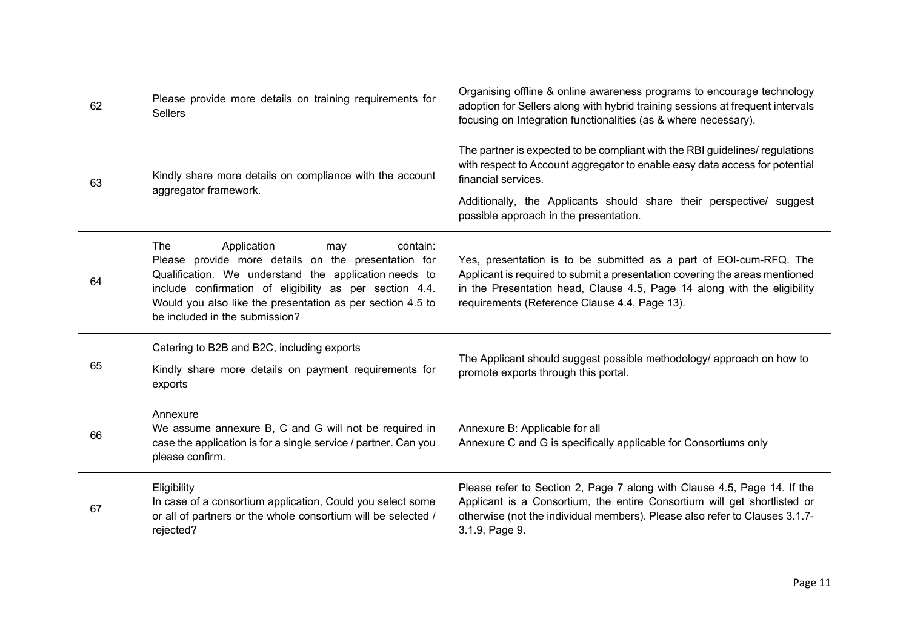| | | |
|---|---|---|
| 62 | Please provide more details on training requirements for Sellers | Organising offline & online awareness programs to encourage technology adoption for Sellers along with hybrid training sessions at frequent intervals focusing on Integration functionalities (as & where necessary). |
| 63 | Kindly share more details on compliance with the account aggregator framework. | The partner is expected to be compliant with the RBI guidelines/ regulations with respect to Account aggregator to enable easy data access for potential financial services.<br><br>Additionally, the Applicants should share their perspective/ suggest possible approach in the presentation. |
| 64 | The Application may contain: Please provide more details on the presentation for Qualification. We understand the application needs to include confirmation of eligibility as per section 4.4. Would you also like the presentation as per section 4.5 to be included in the submission? | Yes, presentation is to be submitted as a part of EOI-cum-RFQ. The Applicant is required to submit a presentation covering the areas mentioned in the Presentation head, Clause 4.5, Page 14 along with the eligibility requirements (Reference Clause 4.4, Page 13). |
| 65 | Catering to B2B and B2C, including exports<br><br>Kindly share more details on payment requirements for exports | The Applicant should suggest possible methodology/ approach on how to promote exports through this portal. |
| 66 | Annexure<br>We assume annexure B, C and G will not be required in case the application is for a single service / partner. Can you please confirm. | Annexure B: Applicable for all<br>Annexure C and G is specifically applicable for Consortiums only |
| 67 | Eligibility<br>In case of a consortium application, Could you select some or all of partners or the whole consortium will be selected / rejected? | Please refer to Section 2, Page 7 along with Clause 4.5, Page 14. If the Applicant is a Consortium, the entire Consortium will get shortlisted or otherwise (not the individual members). Please also refer to Clauses 3.1.7-3.1.9, Page 9. |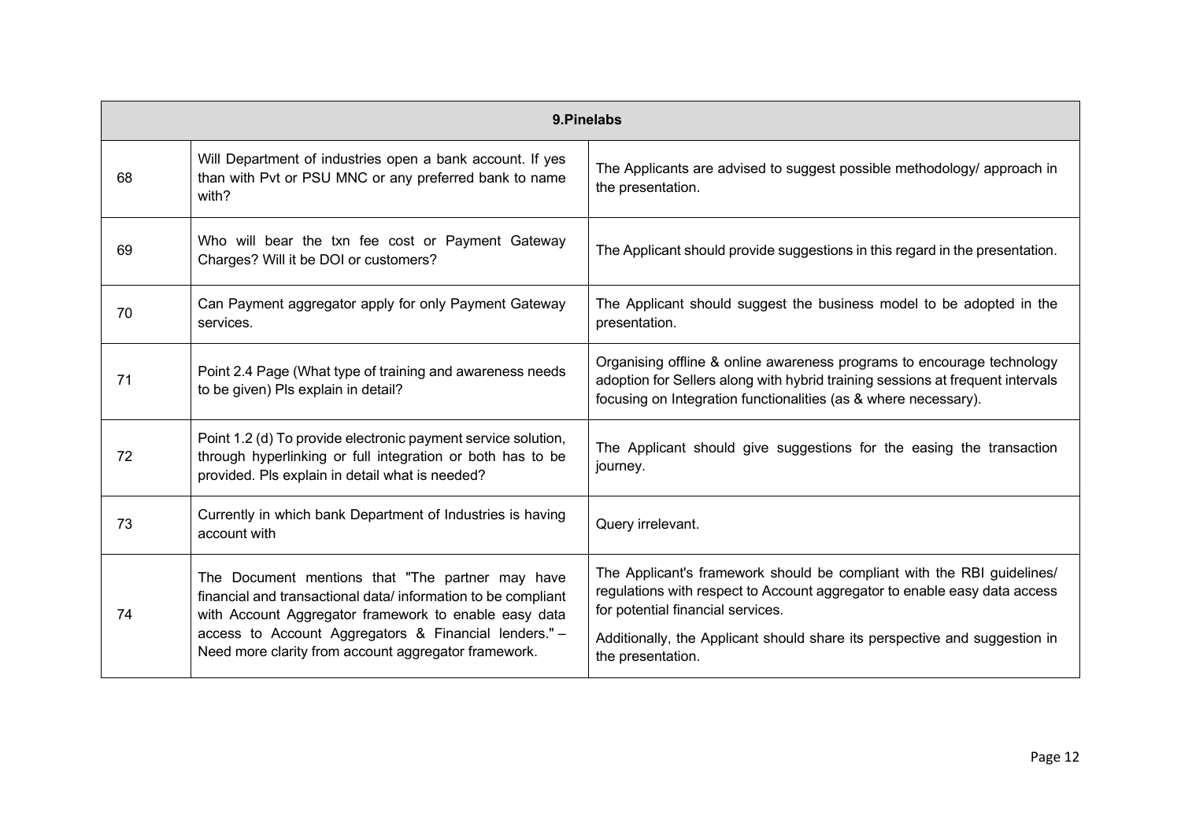| 9.Pinelabs | | |
|---|---|---|
| 68 | Will Department of industries open a bank account. If yes than with Pvt or PSU MNC or any preferred bank to name with? | The Applicants are advised to suggest possible methodology/ approach in the presentation. |
| 69 | Who will bear the txn fee cost or Payment Gateway Charges? Will it be DOI or customers? | The Applicant should provide suggestions in this regard in the presentation. |
| 70 | Can Payment aggregator apply for only Payment Gateway services. | The Applicant should suggest the business model to be adopted in the presentation. |
| 71 | Point 2.4 Page (What type of training and awareness needs to be given) Pls explain in detail? | Organising offline & online awareness programs to encourage technology adoption for Sellers along with hybrid training sessions at frequent intervals focusing on Integration functionalities (as & where necessary). |
| 72 | Point 1.2 (d) To provide electronic payment service solution, through hyperlinking or full integration or both has to be provided. Pls explain in detail what is needed? | The Applicant should give suggestions for the easing the transaction journey. |
| 73 | Currently in which bank Department of Industries is having account with | Query irrelevant. |
| 74 | The Document mentions that "The partner may have financial and transactional data/ information to be compliant with Account Aggregator framework to enable easy data access to Account Aggregators & Financial lenders." – Need more clarity from account aggregator framework. | The Applicant's framework should be compliant with the RBI guidelines/ regulations with respect to Account aggregator to enable easy data access for potential financial services.<br><br>Additionally, the Applicant should share its perspective and suggestion in the presentation. |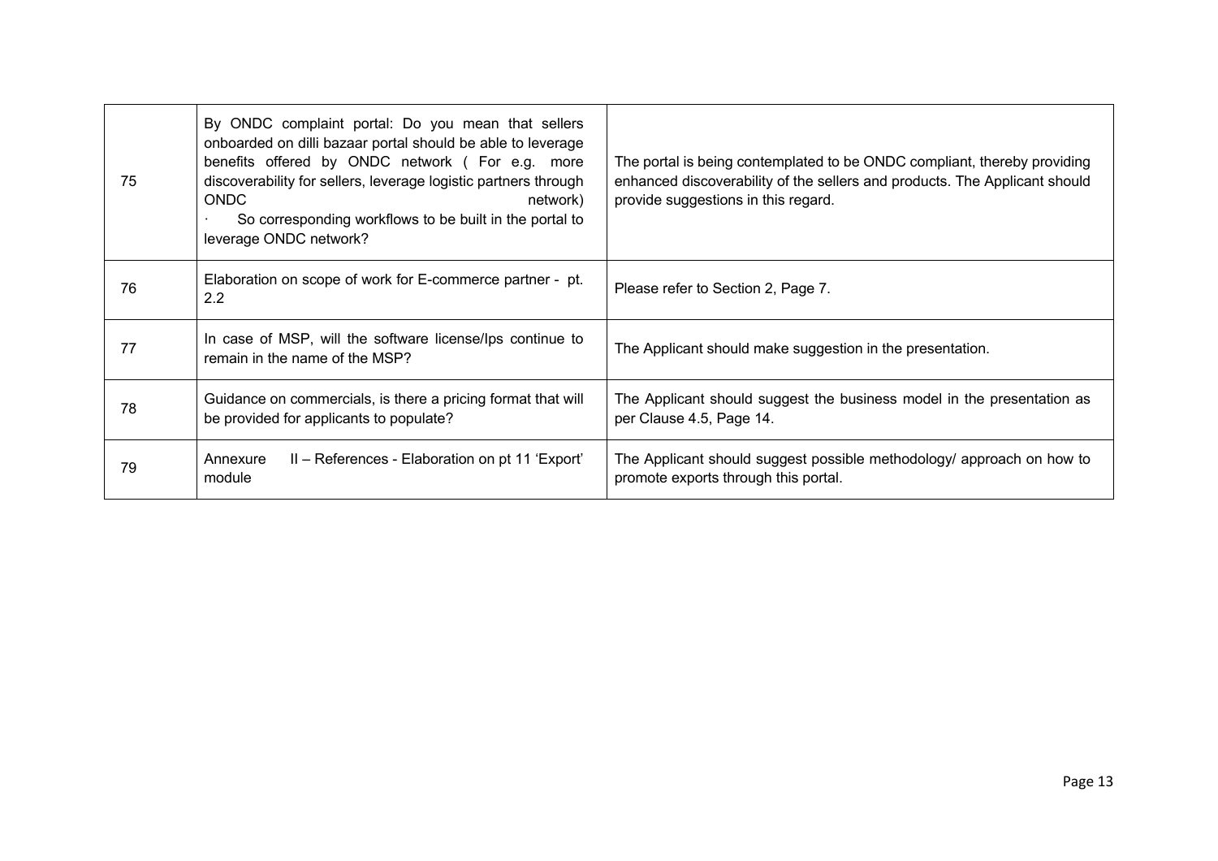| | | |
|---|---|---|
| 75 | By ONDC complaint portal: Do you mean that sellers onboarded on dilli bazaar portal should be able to leverage benefits offered by ONDC network ( For e.g. more discoverability for sellers, leverage logistic partners through ONDC network)<br>· So corresponding workflows to be built in the portal to leverage ONDC network? | The portal is being contemplated to be ONDC compliant, thereby providing enhanced discoverability of the sellers and products. The Applicant should provide suggestions in this regard. |
| 76 | Elaboration on scope of work for E-commerce partner - pt. 2.2 | Please refer to Section 2, Page 7. |
| 77 | In case of MSP, will the software license/Ips continue to remain in the name of the MSP? | The Applicant should make suggestion in the presentation. |
| 78 | Guidance on commercials, is there a pricing format that will be provided for applicants to populate? | The Applicant should suggest the business model in the presentation as per Clause 4.5, Page 14. |
| 79 | Annexure II – References - Elaboration on pt 11 'Export' module | The Applicant should suggest possible methodology/ approach on how to promote exports through this portal. |